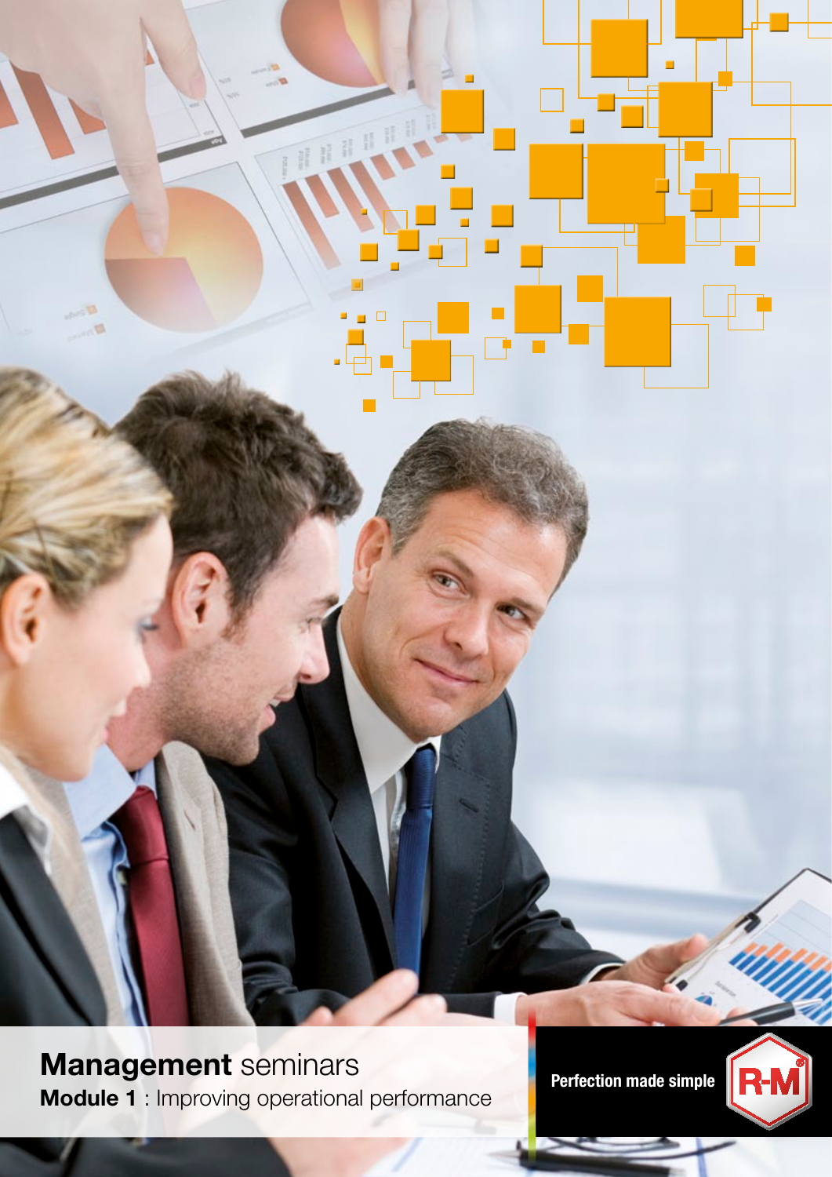# **Management** seminars

**Module 1** : Improving operational performance

**Perfection made simple**

R-M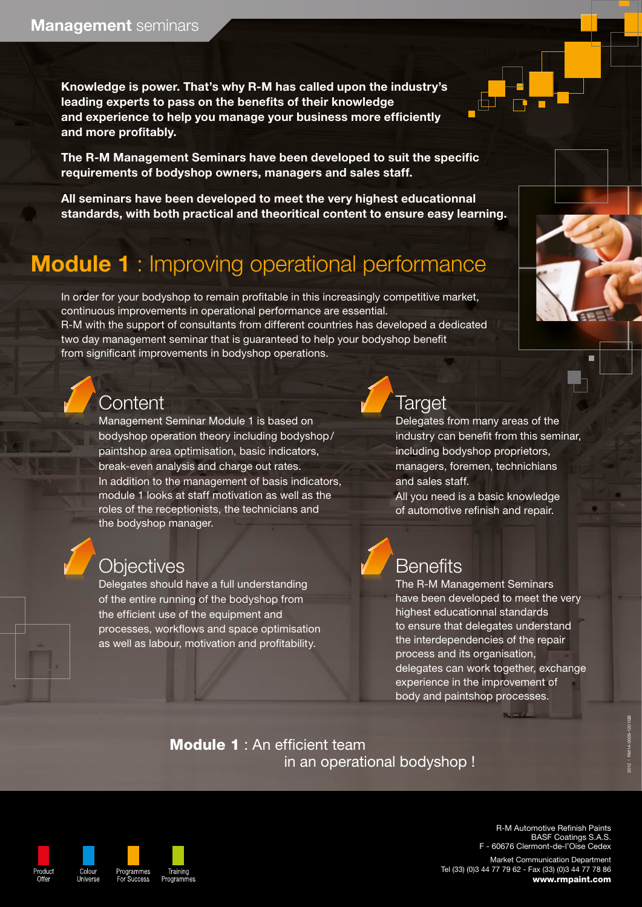# **Management** seminars

**Knowledge is power. That's why R-M has called upon the industry's leading experts to pass on the benefits of their knowledge and experience to help you manage your business more efficiently and more profitably.**

**The R-M Management Seminars have been developed to suit the specific requirements of bodyshop owners, managers and sales staff.**

**All seminars have been developed to meet the very highest educationnal standards, with both practical and theoritical content to ensure easy learning.**

## **Module 1** : Improving operational performance

In order for your bodyshop to remain profitable in this increasingly competitive market, continuous improvements in operational performance are essential.
R-M with the support of consultants from different countries has developed a dedicated two day management seminar that is guaranteed to help your bodyshop benefit from significant improvements in bodyshop operations.

### Content

Management Seminar Module 1 is based on bodyshop operation theory including bodyshop/paintshop area optimisation, basic indicators, break-even analysis and charge out rates.
In addition to the management of basis indicators, module 1 looks at staff motivation as well as the roles of the receptionists, the technicians and the bodyshop manager.

### Target

Delegates from many areas of the industry can benefit from this seminar, including bodyshop proprietors, managers, foremen, technichians and sales staff.
All you need is a basic knowledge of automotive refinish and repair.

### Objectives

Delegates should have a full understanding of the entire running of the bodyshop from the efficient use of the equipment and processes, workflows and space optimisation as well as labour, motivation and profitability.

### Benefits

The R-M Management Seminars have been developed to meet the very highest educational standards to ensure that delegates understand the interdependencies of the repair process and its organisation, delegates can work together, exchange experience in the improvement of body and paintshop processes.

**Module 1** : An efficient team in an operational bodyshop !

Product Offer | Colour Universe | Programmes For Success | Training Programmes

R-M Automotive Refinish Paints
BASF Coatings S.A.S.
F - 60676 Clermont-de-l'Oise Cedex

Market Communication Department
Tel (33) (0)3 44 77 79 62 - Fax (33) (0)3 44 77 78 86
**www.rmpaint.com**

2012 | RM14-0009-1201GB